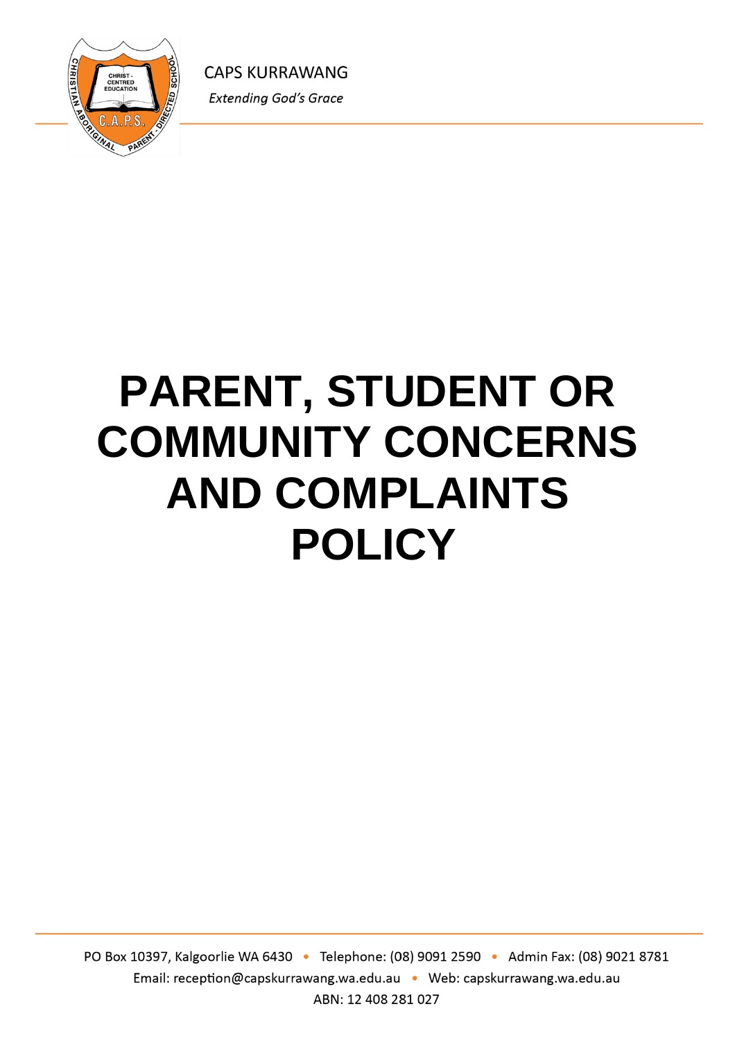CAPS KURRAWANG

*Extending God's Grace*

# PARENT, STUDENT OR COMMUNITY CONCERNS AND COMPLAINTS POLICY

PO Box 10397, Kalgoorlie WA 6430 • Telephone: (08) 9091 2590 • Admin Fax: (08) 9021 8781

Email: reception@capskurrawang.wa.edu.au • Web: capskurrawang.wa.edu.au

ABN: 12 408 281 027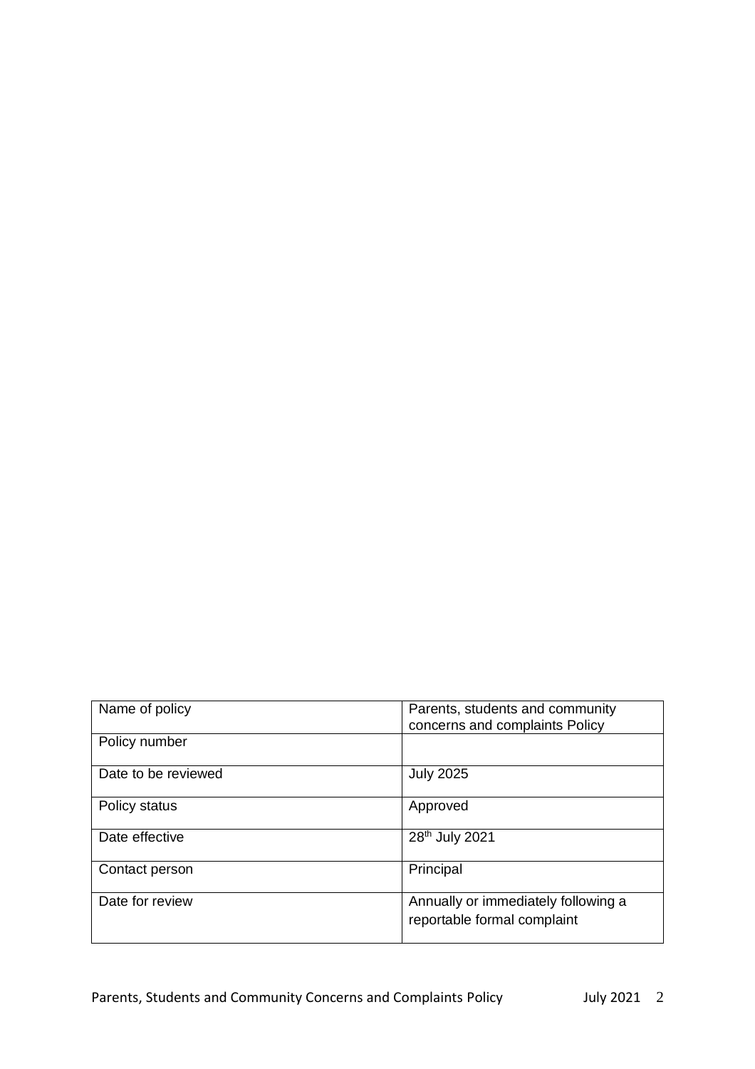| Name of policy | Parents, students and community concerns and complaints Policy |
|---|---|
| Policy number | |
| Date to be reviewed | July 2025 |
| Policy status | Approved |
| Date effective | 28th July 2021 |
| Contact person | Principal |
| Date for review | Annually or immediately following a reportable formal complaint |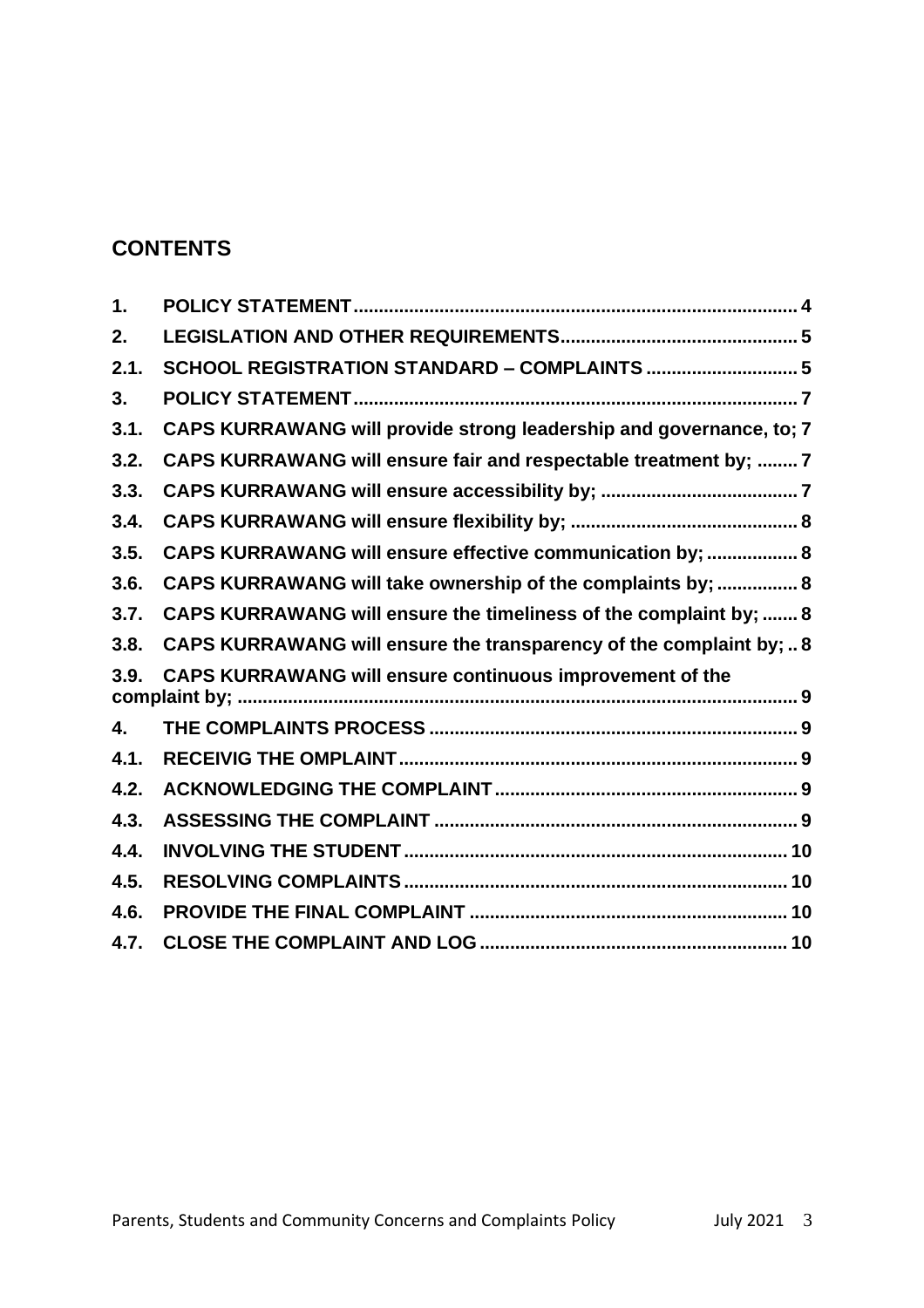## CONTENTS

| | | |
|---|---|---|
| 1. | POLICY STATEMENT | 4 |
| 2. | LEGISLATION AND OTHER REQUIREMENTS | 5 |
| 2.1. | SCHOOL REGISTRATION STANDARD – COMPLAINTS | 5 |
| 3. | POLICY STATEMENT | 7 |
| 3.1. | CAPS KURRAWANG will provide strong leadership and governance, to; | 7 |
| 3.2. | CAPS KURRAWANG will ensure fair and respectable treatment by; | 7 |
| 3.3. | CAPS KURRAWANG will ensure accessibility by; | 7 |
| 3.4. | CAPS KURRAWANG will ensure flexibility by; | 8 |
| 3.5. | CAPS KURRAWANG will ensure effective communication by; | 8 |
| 3.6. | CAPS KURRAWANG will take ownership of the complaints by; | 8 |
| 3.7. | CAPS KURRAWANG will ensure the timeliness of the complaint by; | 8 |
| 3.8. | CAPS KURRAWANG will ensure the transparency of the complaint by; | 8 |
| 3.9. | CAPS KURRAWANG will ensure continuous improvement of the complaint by; | 9 |
| 4. | THE COMPLAINTS PROCESS | 9 |
| 4.1. | RECEIVIG THE OMPLAINT | 9 |
| 4.2. | ACKNOWLEDGING THE COMPLAINT | 9 |
| 4.3. | ASSESSING THE COMPLAINT | 9 |
| 4.4. | INVOLVING THE STUDENT | 10 |
| 4.5. | RESOLVING COMPLAINTS | 10 |
| 4.6. | PROVIDE THE FINAL COMPLAINT | 10 |
| 4.7. | CLOSE THE COMPLAINT AND LOG | 10 |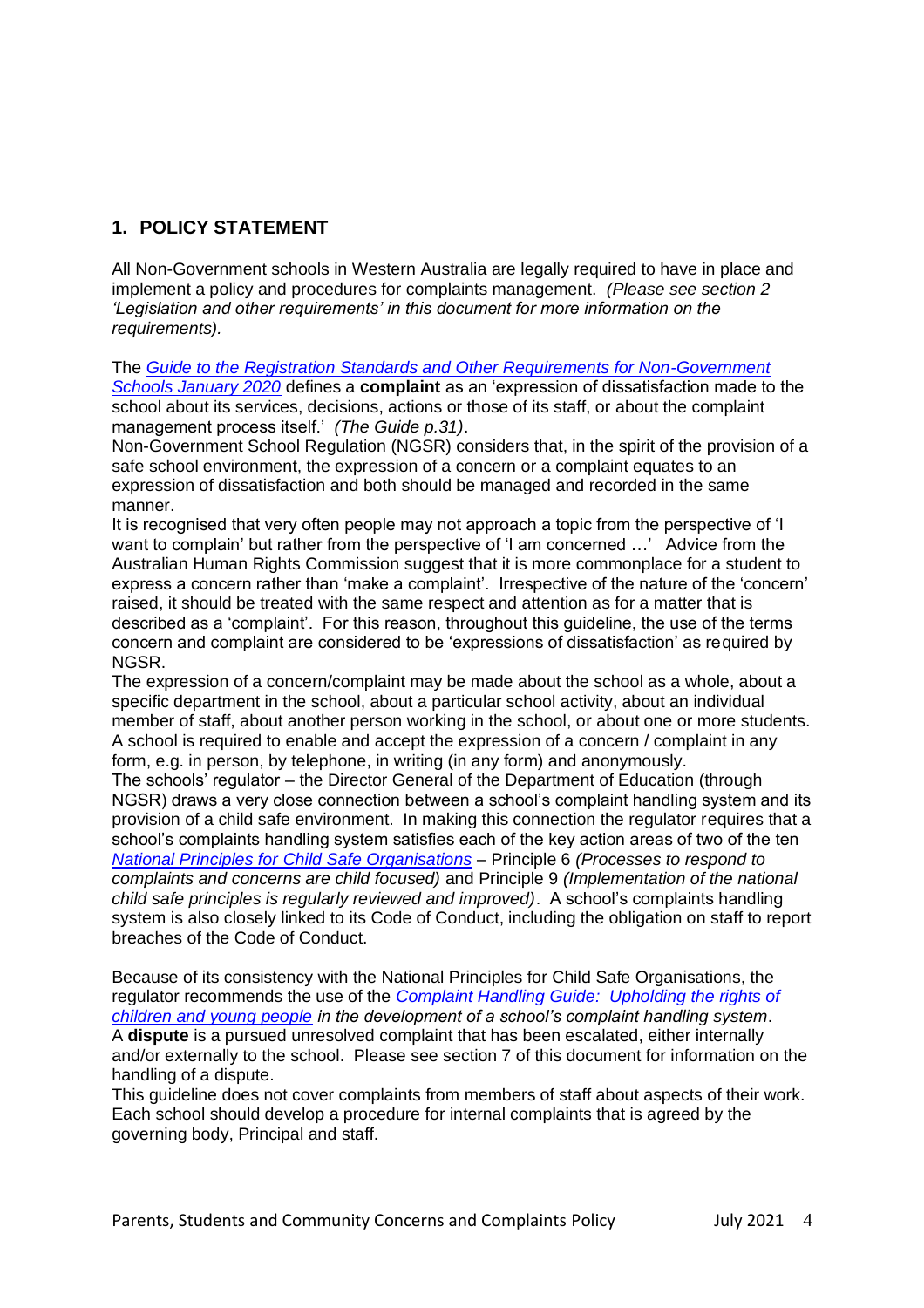## 1. POLICY STATEMENT

All Non-Government schools in Western Australia are legally required to have in place and implement a policy and procedures for complaints management. *(Please see section 2 'Legislation and other requirements' in this document for more information on the requirements).*

The *Guide to the Registration Standards and Other Requirements for Non-Government Schools January 2020* defines a **complaint** as an 'expression of dissatisfaction made to the school about its services, decisions, actions or those of its staff, or about the complaint management process itself.' *(The Guide p.31)*.

Non-Government School Regulation (NGSR) considers that, in the spirit of the provision of a safe school environment, the expression of a concern or a complaint equates to an expression of dissatisfaction and both should be managed and recorded in the same manner.

It is recognised that very often people may not approach a topic from the perspective of 'I want to complain' but rather from the perspective of 'I am concerned …' Advice from the Australian Human Rights Commission suggest that it is more commonplace for a student to express a concern rather than 'make a complaint'. Irrespective of the nature of the 'concern' raised, it should be treated with the same respect and attention as for a matter that is described as a 'complaint'. For this reason, throughout this guideline, the use of the terms concern and complaint are considered to be 'expressions of dissatisfaction' as required by NGSR.

The expression of a concern/complaint may be made about the school as a whole, about a specific department in the school, about a particular school activity, about an individual member of staff, about another person working in the school, or about one or more students. A school is required to enable and accept the expression of a concern / complaint in any form, e.g. in person, by telephone, in writing (in any form) and anonymously.

The schools' regulator – the Director General of the Department of Education (through NGSR) draws a very close connection between a school's complaint handling system and its provision of a child safe environment. In making this connection the regulator requires that a school's complaints handling system satisfies each of the key action areas of two of the ten *National Principles for Child Safe Organisations* – Principle 6 *(Processes to respond to complaints and concerns are child focused)* and Principle 9 *(Implementation of the national child safe principles is regularly reviewed and improved)*. A school's complaints handling system is also closely linked to its Code of Conduct, including the obligation on staff to report breaches of the Code of Conduct.

Because of its consistency with the National Principles for Child Safe Organisations, the regulator recommends the use of the *Complaint Handling Guide: Upholding the rights of children and young people in the development of a school's complaint handling system*.

A **dispute** is a pursued unresolved complaint that has been escalated, either internally and/or externally to the school. Please see section 7 of this document for information on the handling of a dispute.

This guideline does not cover complaints from members of staff about aspects of their work. Each school should develop a procedure for internal complaints that is agreed by the governing body, Principal and staff.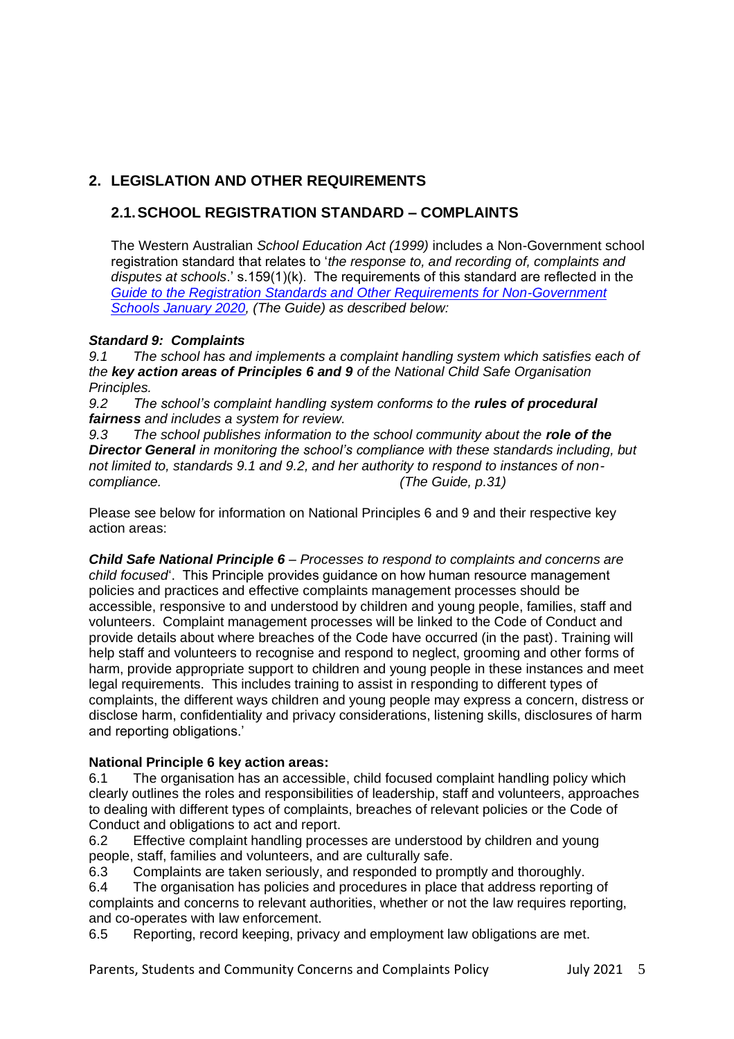## 2. LEGISLATION AND OTHER REQUIREMENTS

### 2.1. SCHOOL REGISTRATION STANDARD – COMPLAINTS

The Western Australian *School Education Act (1999)* includes a Non-Government school registration standard that relates to '*the response to, and recording of, complaints and disputes at schools*.' s.159(1)(k). The requirements of this standard are reflected in the [Guide to the Registration Standards and Other Requirements for Non-Government Schools January 2020](), *(The Guide) as described below:*

***Standard 9: Complaints***

*9.1 The school has and implements a complaint handling system which satisfies each of the* ***key action areas of Principles 6 and 9*** *of the National Child Safe Organisation Principles.*

*9.2 The school's complaint handling system conforms to the* ***rules of procedural fairness*** *and includes a system for review.*

*9.3 The school publishes information to the school community about the* ***role of the Director General*** *in monitoring the school's compliance with these standards including, but not limited to, standards 9.1 and 9.2, and her authority to respond to instances of non-compliance. (The Guide, p.31)*

Please see below for information on National Principles 6 and 9 and their respective key action areas:

***Child Safe National Principle 6*** *– Processes to respond to complaints and concerns are child focused*'. This Principle provides guidance on how human resource management policies and practices and effective complaints management processes should be accessible, responsive to and understood by children and young people, families, staff and volunteers. Complaint management processes will be linked to the Code of Conduct and provide details about where breaches of the Code have occurred (in the past). Training will help staff and volunteers to recognise and respond to neglect, grooming and other forms of harm, provide appropriate support to children and young people in these instances and meet legal requirements. This includes training to assist in responding to different types of complaints, the different ways children and young people may express a concern, distress or disclose harm, confidentiality and privacy considerations, listening skills, disclosures of harm and reporting obligations.'

**National Principle 6 key action areas:**

6.1 The organisation has an accessible, child focused complaint handling policy which clearly outlines the roles and responsibilities of leadership, staff and volunteers, approaches to dealing with different types of complaints, breaches of relevant policies or the Code of Conduct and obligations to act and report.

6.2 Effective complaint handling processes are understood by children and young people, staff, families and volunteers, and are culturally safe.

6.3 Complaints are taken seriously, and responded to promptly and thoroughly.

6.4 The organisation has policies and procedures in place that address reporting of complaints and concerns to relevant authorities, whether or not the law requires reporting, and co-operates with law enforcement.

6.5 Reporting, record keeping, privacy and employment law obligations are met.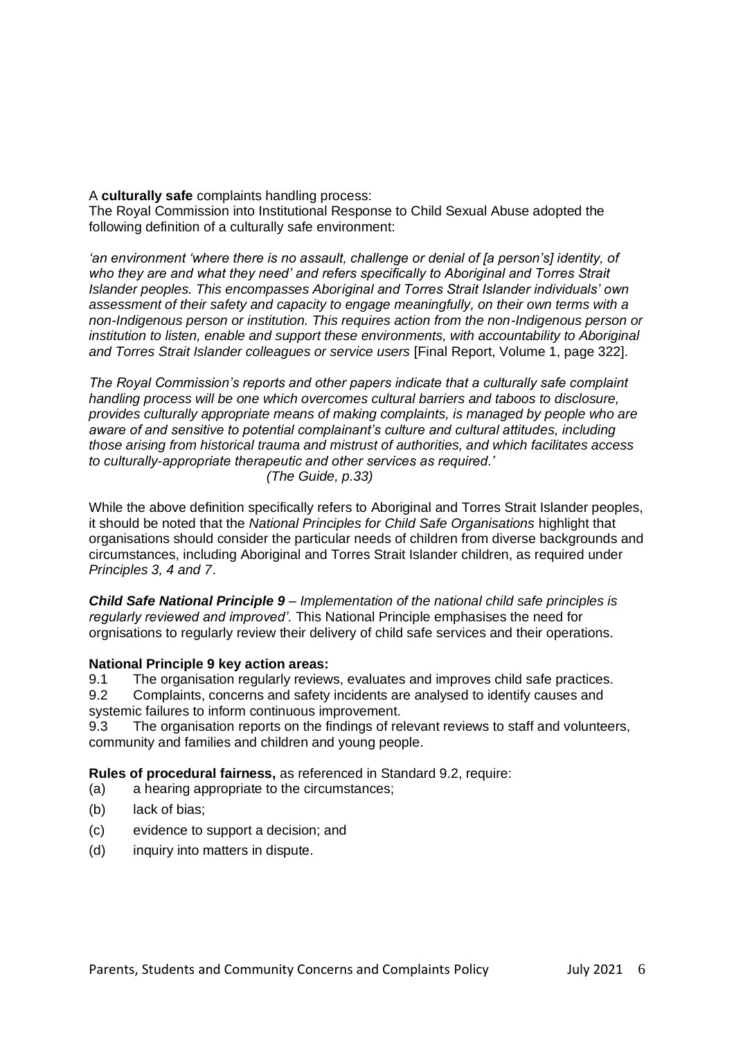A **culturally safe** complaints handling process:
The Royal Commission into Institutional Response to Child Sexual Abuse adopted the following definition of a culturally safe environment:

*'an environment 'where there is no assault, challenge or denial of [a person's] identity, of who they are and what they need' and refers specifically to Aboriginal and Torres Strait Islander peoples. This encompasses Aboriginal and Torres Strait Islander individuals' own assessment of their safety and capacity to engage meaningfully, on their own terms with a non-Indigenous person or institution. This requires action from the non-Indigenous person or institution to listen, enable and support these environments, with accountability to Aboriginal and Torres Strait Islander colleagues or service users* [Final Report, Volume 1, page 322].

*The Royal Commission's reports and other papers indicate that a culturally safe complaint handling process will be one which overcomes cultural barriers and taboos to disclosure, provides culturally appropriate means of making complaints, is managed by people who are aware of and sensitive to potential complainant's culture and cultural attitudes, including those arising from historical trauma and mistrust of authorities, and which facilitates access to culturally-appropriate therapeutic and other services as required.'*
*(The Guide, p.33)*

While the above definition specifically refers to Aboriginal and Torres Strait Islander peoples, it should be noted that the *National Principles for Child Safe Organisations* highlight that organisations should consider the particular needs of children from diverse backgrounds and circumstances, including Aboriginal and Torres Strait Islander children, as required under *Principles 3, 4 and 7*.

***Child Safe National Principle 9*** *– Implementation of the national child safe principles is regularly reviewed and improved'.* This National Principle emphasises the need for orgnisations to regularly review their delivery of child safe services and their operations.

**National Principle 9 key action areas:**

9.1 The organisation regularly reviews, evaluates and improves child safe practices.

9.2 Complaints, concerns and safety incidents are analysed to identify causes and systemic failures to inform continuous improvement.

9.3 The organisation reports on the findings of relevant reviews to staff and volunteers, community and families and children and young people.

**Rules of procedural fairness,** as referenced in Standard 9.2, require:

(a) a hearing appropriate to the circumstances;

(b) lack of bias;

(c) evidence to support a decision; and

(d) inquiry into matters in dispute.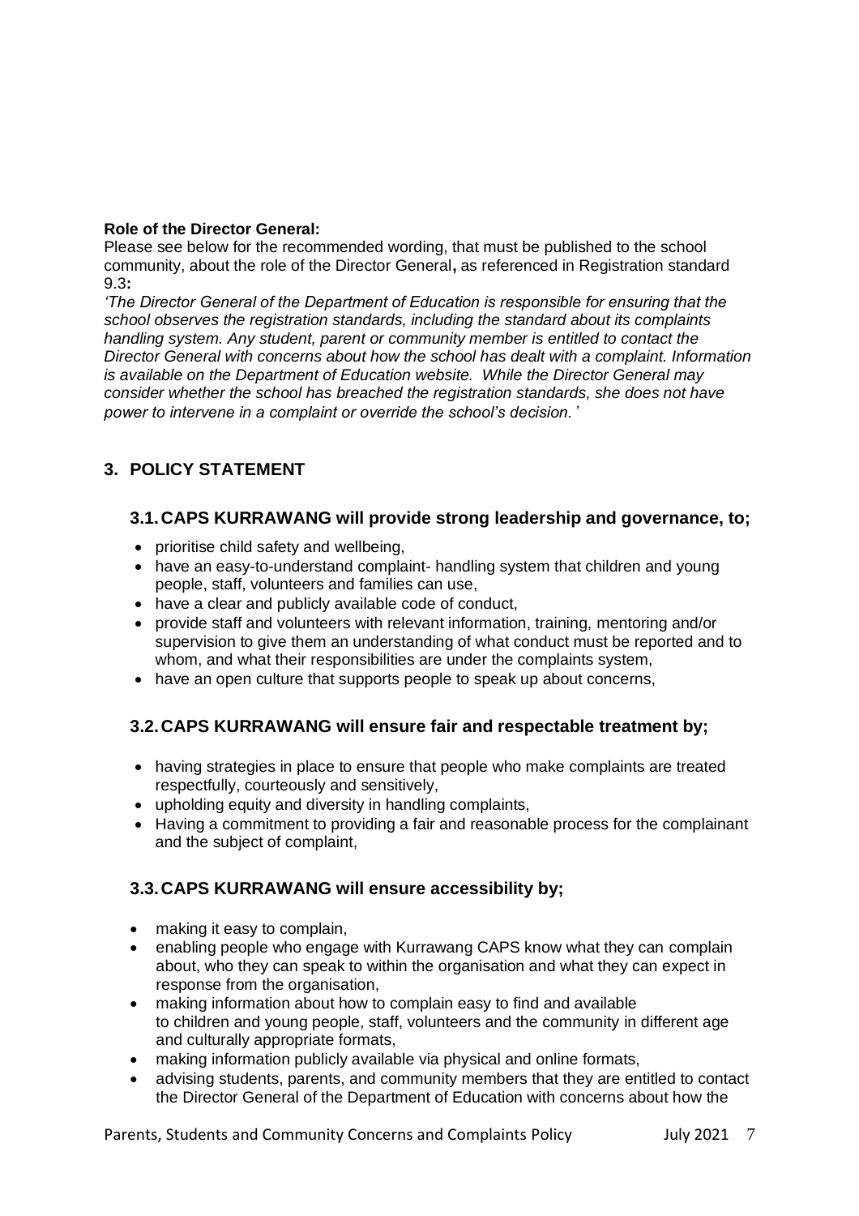**Role of the Director General:**
Please see below for the recommended wording, that must be published to the school community, about the role of the Director General**,** as referenced in Registration standard 9.3**:**

*'The Director General of the Department of Education is responsible for ensuring that the school observes the registration standards, including the standard about its complaints handling system. Any student, parent or community member is entitled to contact the Director General with concerns about how the school has dealt with a complaint. Information is available on the Department of Education website. While the Director General may consider whether the school has breached the registration standards, she does not have power to intervene in a complaint or override the school's decision.'*

## 3. POLICY STATEMENT

### 3.1. CAPS KURRAWANG will provide strong leadership and governance, to;

- prioritise child safety and wellbeing,
- have an easy-to-understand complaint- handling system that children and young people, staff, volunteers and families can use,
- have a clear and publicly available code of conduct,
- provide staff and volunteers with relevant information, training, mentoring and/or supervision to give them an understanding of what conduct must be reported and to whom, and what their responsibilities are under the complaints system,
- have an open culture that supports people to speak up about concerns,

### 3.2. CAPS KURRAWANG will ensure fair and respectable treatment by;

- having strategies in place to ensure that people who make complaints are treated respectfully, courteously and sensitively,
- upholding equity and diversity in handling complaints,
- Having a commitment to providing a fair and reasonable process for the complainant and the subject of complaint,

### 3.3. CAPS KURRAWANG will ensure accessibility by;

- making it easy to complain,
- enabling people who engage with Kurrawang CAPS know what they can complain about, who they can speak to within the organisation and what they can expect in response from the organisation,
- making information about how to complain easy to find and available to children and young people, staff, volunteers and the community in different age and culturally appropriate formats,
- making information publicly available via physical and online formats,
- advising students, parents, and community members that they are entitled to contact the Director General of the Department of Education with concerns about how the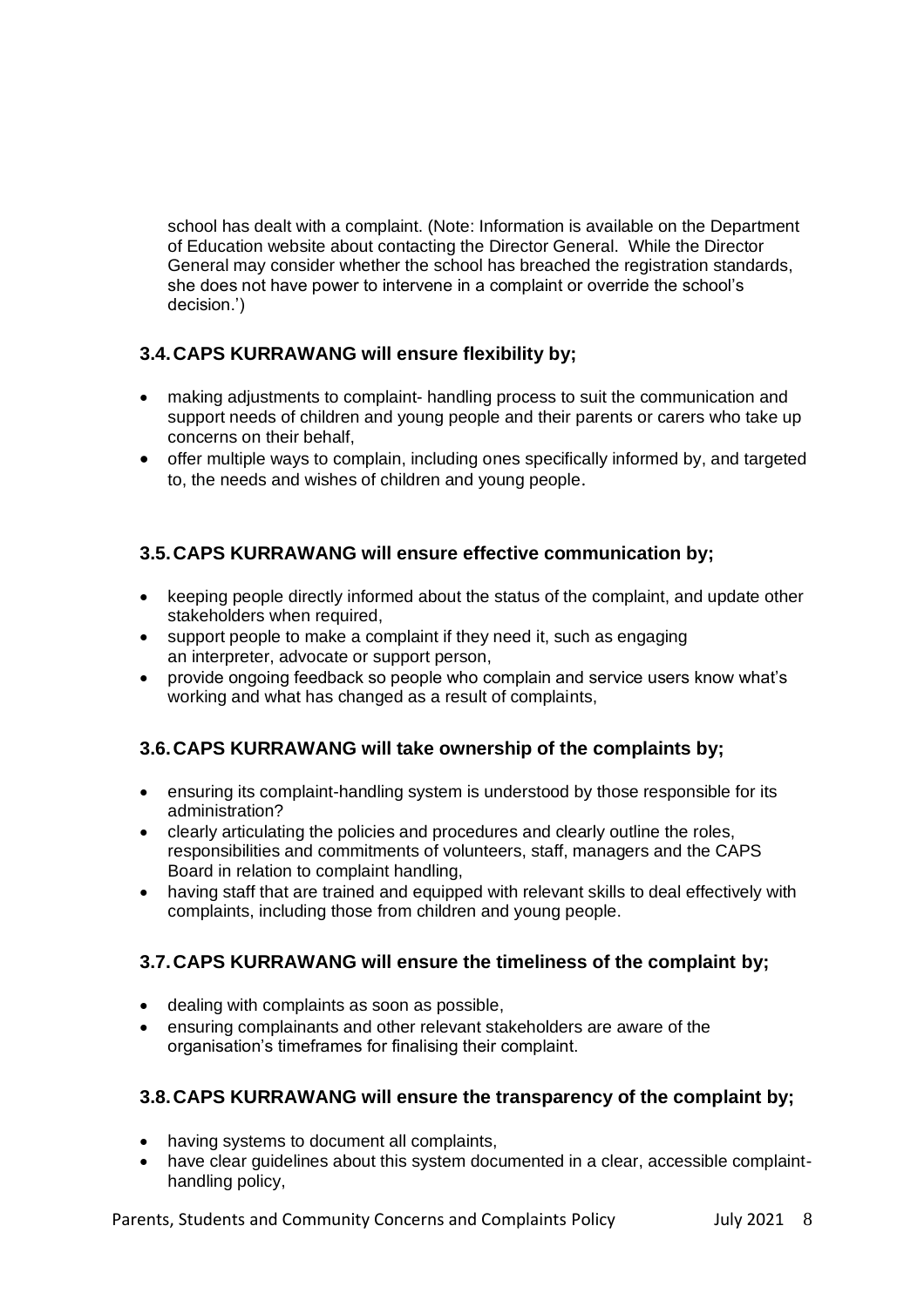school has dealt with a complaint. (Note: Information is available on the Department of Education website about contacting the Director General. While the Director General may consider whether the school has breached the registration standards, she does not have power to intervene in a complaint or override the school's decision.')

### 3.4. CAPS KURRAWANG will ensure flexibility by;

- making adjustments to complaint- handling process to suit the communication and support needs of children and young people and their parents or carers who take up concerns on their behalf,
- offer multiple ways to complain, including ones specifically informed by, and targeted to, the needs and wishes of children and young people.

### 3.5. CAPS KURRAWANG will ensure effective communication by;

- keeping people directly informed about the status of the complaint, and update other stakeholders when required,
- support people to make a complaint if they need it, such as engaging an interpreter, advocate or support person,
- provide ongoing feedback so people who complain and service users know what's working and what has changed as a result of complaints,

### 3.6. CAPS KURRAWANG will take ownership of the complaints by;

- ensuring its complaint-handling system is understood by those responsible for its administration?
- clearly articulating the policies and procedures and clearly outline the roles, responsibilities and commitments of volunteers, staff, managers and the CAPS Board in relation to complaint handling,
- having staff that are trained and equipped with relevant skills to deal effectively with complaints, including those from children and young people.

### 3.7. CAPS KURRAWANG will ensure the timeliness of the complaint by;

- dealing with complaints as soon as possible,
- ensuring complainants and other relevant stakeholders are aware of the organisation's timeframes for finalising their complaint.

### 3.8. CAPS KURRAWANG will ensure the transparency of the complaint by;

- having systems to document all complaints,
- have clear guidelines about this system documented in a clear, accessible complaint-handling policy,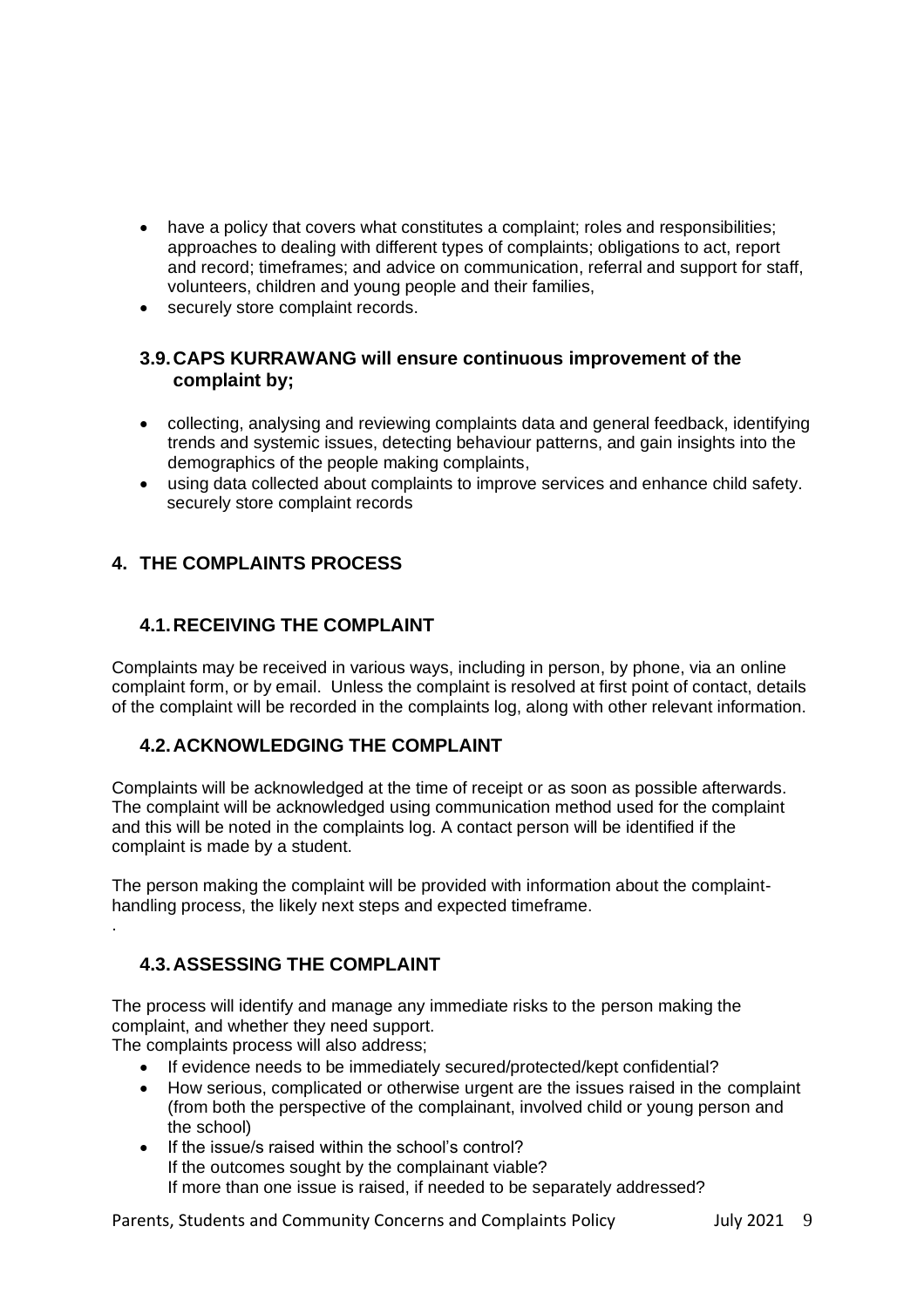- have a policy that covers what constitutes a complaint; roles and responsibilities; approaches to dealing with different types of complaints; obligations to act, report and record; timeframes; and advice on communication, referral and support for staff, volunteers, children and young people and their families,
- securely store complaint records.

### 3.9. CAPS KURRAWANG will ensure continuous improvement of the complaint by;

- collecting, analysing and reviewing complaints data and general feedback, identifying trends and systemic issues, detecting behaviour patterns, and gain insights into the demographics of the people making complaints,
- using data collected about complaints to improve services and enhance child safety. securely store complaint records

## 4. THE COMPLAINTS PROCESS

### 4.1. RECEIVING THE COMPLAINT

Complaints may be received in various ways, including in person, by phone, via an online complaint form, or by email. Unless the complaint is resolved at first point of contact, details of the complaint will be recorded in the complaints log, along with other relevant information.

### 4.2. ACKNOWLEDGING THE COMPLAINT

Complaints will be acknowledged at the time of receipt or as soon as possible afterwards. The complaint will be acknowledged using communication method used for the complaint and this will be noted in the complaints log. A contact person will be identified if the complaint is made by a student.

The person making the complaint will be provided with information about the complaint-handling process, the likely next steps and expected timeframe.

.

### 4.3. ASSESSING THE COMPLAINT

The process will identify and manage any immediate risks to the person making the complaint, and whether they need support.

The complaints process will also address;

- If evidence needs to be immediately secured/protected/kept confidential?
- How serious, complicated or otherwise urgent are the issues raised in the complaint (from both the perspective of the complainant, involved child or young person and the school)
- If the issue/s raised within the school's control?
  If the outcomes sought by the complainant viable?
  If more than one issue is raised, if needed to be separately addressed?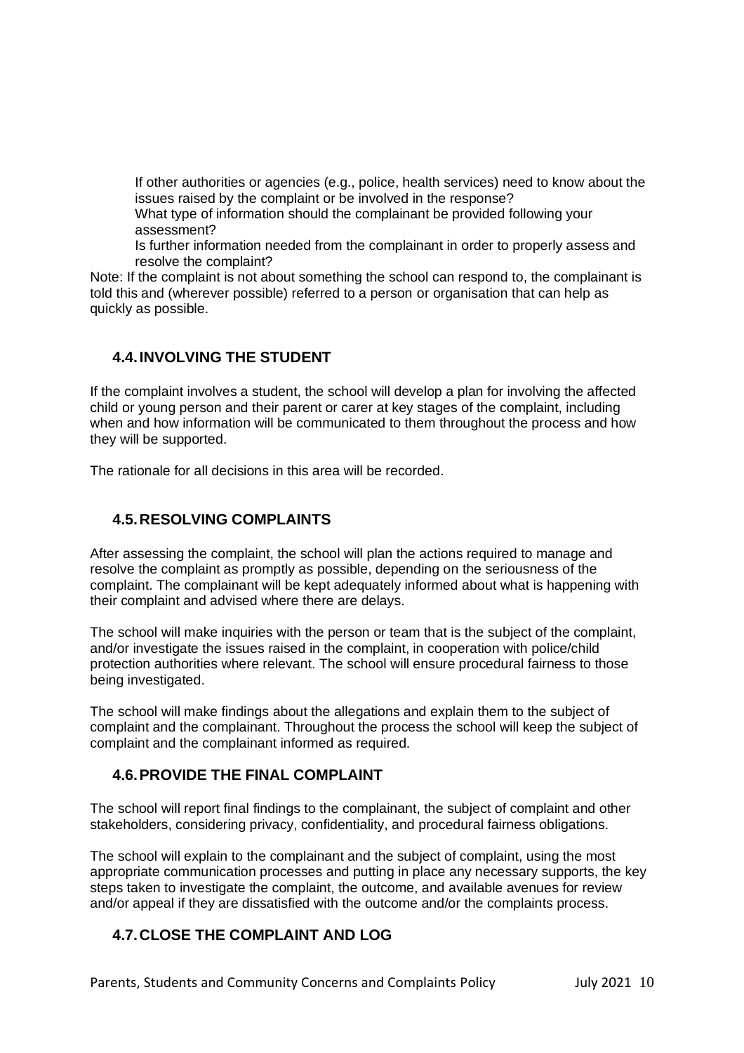If other authorities or agencies (e.g., police, health services) need to know about the issues raised by the complaint or be involved in the response?

What type of information should the complainant be provided following your assessment?

Is further information needed from the complainant in order to properly assess and resolve the complaint?

Note: If the complaint is not about something the school can respond to, the complainant is told this and (wherever possible) referred to a person or organisation that can help as quickly as possible.

### 4.4. INVOLVING THE STUDENT

If the complaint involves a student, the school will develop a plan for involving the affected child or young person and their parent or carer at key stages of the complaint, including when and how information will be communicated to them throughout the process and how they will be supported.

The rationale for all decisions in this area will be recorded.

### 4.5. RESOLVING COMPLAINTS

After assessing the complaint, the school will plan the actions required to manage and resolve the complaint as promptly as possible, depending on the seriousness of the complaint. The complainant will be kept adequately informed about what is happening with their complaint and advised where there are delays.

The school will make inquiries with the person or team that is the subject of the complaint, and/or investigate the issues raised in the complaint, in cooperation with police/child protection authorities where relevant. The school will ensure procedural fairness to those being investigated.

The school will make findings about the allegations and explain them to the subject of complaint and the complainant. Throughout the process the school will keep the subject of complaint and the complainant informed as required.

### 4.6. PROVIDE THE FINAL COMPLAINT

The school will report final findings to the complainant, the subject of complaint and other stakeholders, considering privacy, confidentiality, and procedural fairness obligations.

The school will explain to the complainant and the subject of complaint, using the most appropriate communication processes and putting in place any necessary supports, the key steps taken to investigate the complaint, the outcome, and available avenues for review and/or appeal if they are dissatisfied with the outcome and/or the complaints process.

### 4.7. CLOSE THE COMPLAINT AND LOG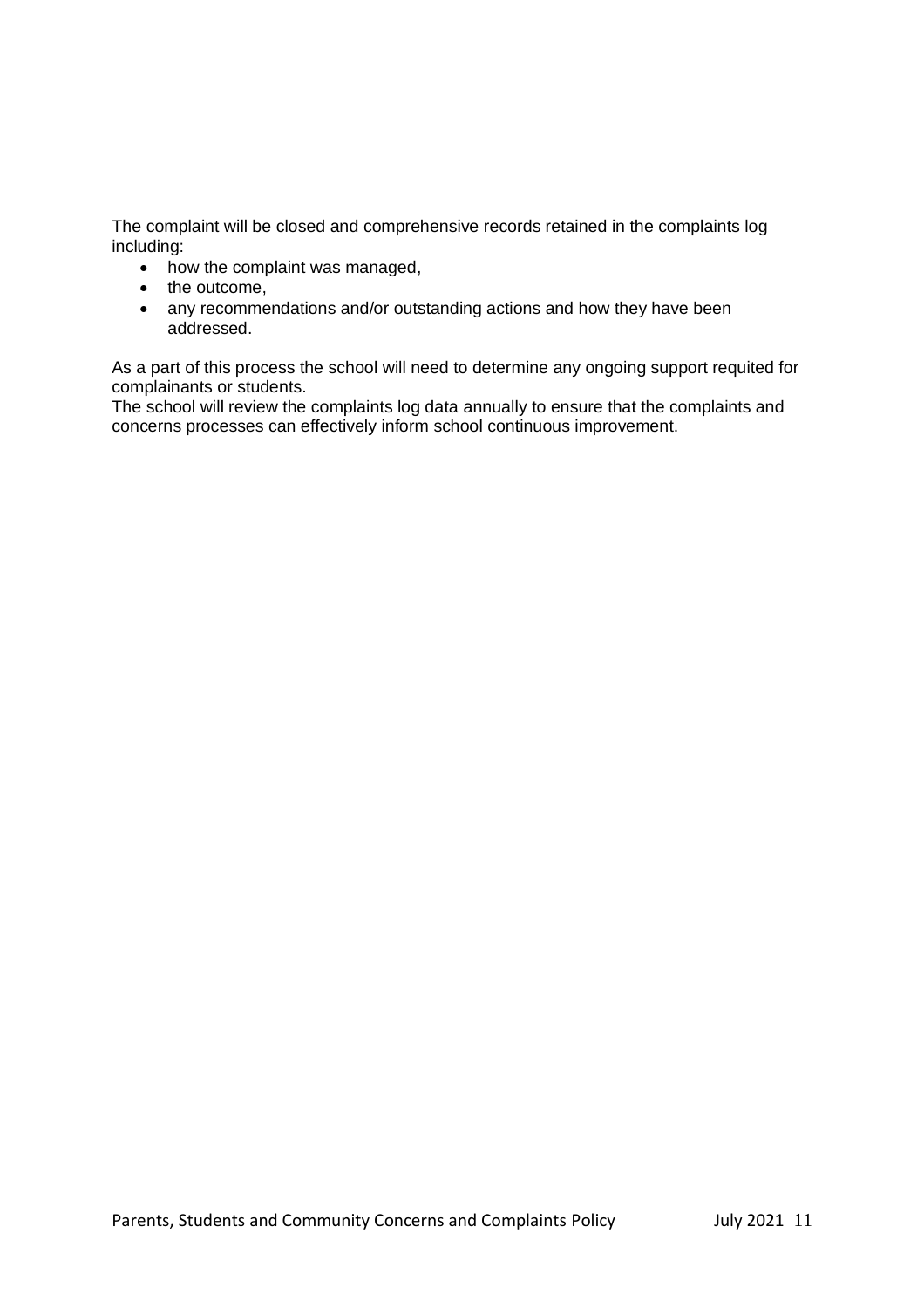The complaint will be closed and comprehensive records retained in the complaints log including:

- how the complaint was managed,
- the outcome,
- any recommendations and/or outstanding actions and how they have been addressed.

As a part of this process the school will need to determine any ongoing support requited for complainants or students.
The school will review the complaints log data annually to ensure that the complaints and concerns processes can effectively inform school continuous improvement.